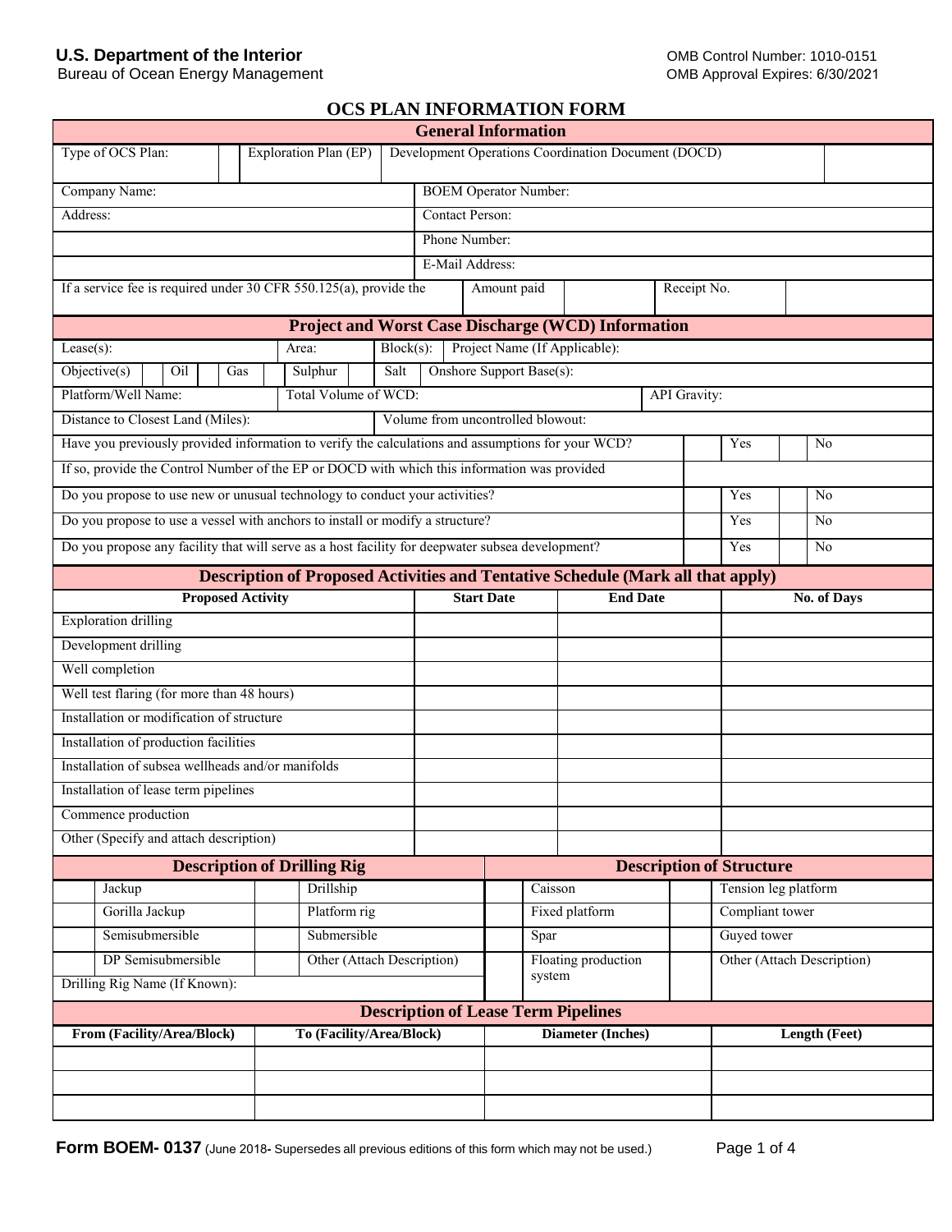**U.S. Department of the Interior**
Bureau of Ocean Energy Management

OMB Control Number: 1010-0151
OMB Approval Expires: 6/30/2021

# OCS PLAN INFORMATION FORM

## General Information

| Type of OCS Plan: | | Exploration Plan (EP) | Development Operations Coordination Document (DOCD) | |
|---|---|---|---|---|

| Company Name: | BOEM Operator Number: |
|---|---|
| Address: | Contact Person: |
| | Phone Number: |
| | E-Mail Address: |

| If a service fee is required under 30 CFR 550.125(a), provide the | Amount paid | | Receipt No. | |
|---|---|---|---|---|

## Project and Worst Case Discharge (WCD) Information

| Lease(s): | Area: | Block(s): | Project Name (If Applicable): |
|---|---|---|---|

| Objective(s) | | Oil | | Gas | | Sulphur | | Salt | Onshore Support Base(s): |
|---|---|---|---|---|---|---|---|---|---|

| Platform/Well Name: | Total Volume of WCD: | API Gravity: |
|---|---|---|
| Distance to Closest Land (Miles): | Volume from uncontrolled blowout: | |

| Question | | Yes | | No |
|---|---|---|---|---|
| Have you previously provided information to verify the calculations and assumptions for your WCD? | | Yes | | No |
| If so, provide the Control Number of the EP or DOCD with which this information was provided | | | | |
| Do you propose to use new or unusual technology to conduct your activities? | | Yes | | No |
| Do you propose to use a vessel with anchors to install or modify a structure? | | Yes | | No |
| Do you propose any facility that will serve as a host facility for deepwater subsea development? | | Yes | | No |

## Description of Proposed Activities and Tentative Schedule (Mark all that apply)

| Proposed Activity | Start Date | End Date | No. of Days |
|---|---|---|---|
| Exploration drilling | | | |
| Development drilling | | | |
| Well completion | | | |
| Well test flaring (for more than 48 hours) | | | |
| Installation or modification of structure | | | |
| Installation of production facilities | | | |
| Installation of subsea wellheads and/or manifolds | | | |
| Installation of lease term pipelines | | | |
| Commence production | | | |
| Other (Specify and attach description) | | | |

## Description of Drilling Rig

| | | | |
|---|---|---|---|
| | Jackup | | Drillship |
| | Gorilla Jackup | | Platform rig |
| | Semisubmersible | | Submersible |
| | DP Semisubmersible | | Other (Attach Description) |

Drilling Rig Name (If Known):

## Description of Structure

| | | | |
|---|---|---|---|
| | Caisson | | Tension leg platform |
| | Fixed platform | | Compliant tower |
| | Spar | | Guyed tower |
| | Floating production system | | Other (Attach Description) |

## Description of Lease Term Pipelines

| From (Facility/Area/Block) | To (Facility/Area/Block) | Diameter (Inches) | Length (Feet) |
|---|---|---|---|
| | | | |
| | | | |
| | | | |

**Form BOEM- 0137** (June 2018- Supersedes all previous editions of this form which may not be used.)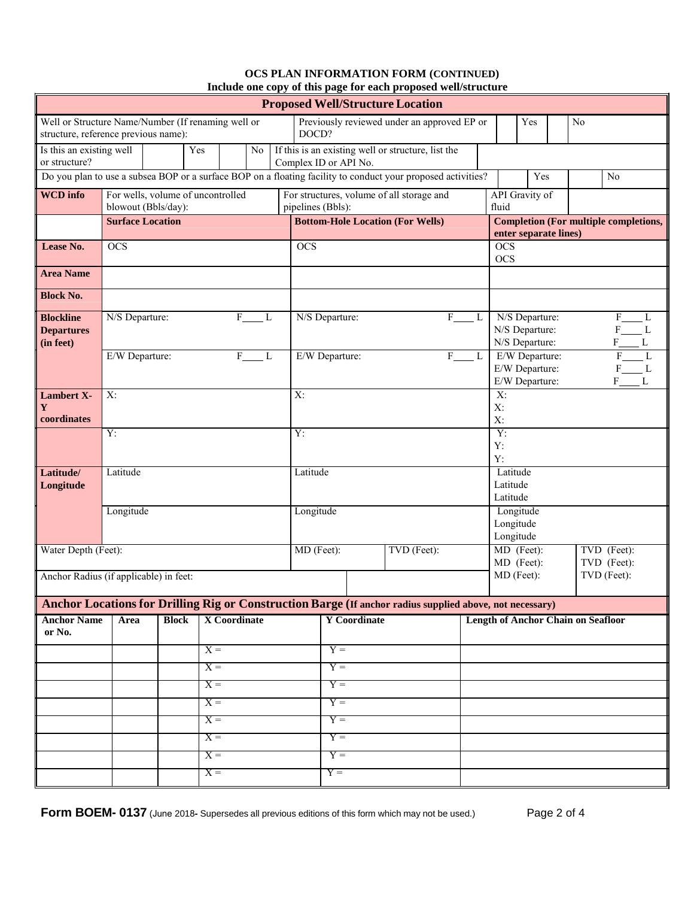# OCS PLAN INFORMATION FORM (CONTINUED)

**Include one copy of this page for each proposed well/structure**

## Proposed Well/Structure Location

| | | | | |
|---|---|---|---|---|
| Well or Structure Name/Number (If renaming well or structure, reference previous name): | | Previously reviewed under an approved EP or DOCD? | Yes | No |
| Is this an existing well or structure? | Yes / No | If this is an existing well or structure, list the Complex ID or API No. | | |
| Do you plan to use a subsea BOP or a surface BOP on a floating facility to conduct your proposed activities? | | | Yes | No |
| **WCD info** | For wells, volume of uncontrolled blowout (Bbls/day): | For structures, volume of all storage and pipelines (Bbls): | API Gravity of fluid | |

| | Surface Location | Bottom-Hole Location (For Wells) | Completion (For multiple completions, enter separate lines) |
|---|---|---|---|
| **Lease No.** | OCS | OCS | OCS<br>OCS |
| **Area Name** | | | |
| **Block No.** | | | |
| **Blockline Departures (in feet)** | N/S Departure: F____ L | N/S Departure: F____ L | N/S Departure: F____ L<br>N/S Departure: F____ L<br>N/S Departure: F____ L |
| | E/W Departure: F____ L | E/W Departure: F____ L | E/W Departure: F____ L<br>E/W Departure: F____ L<br>E/W Departure: F____ L |
| **Lambert X-Y coordinates** | X: | X: | X:<br>X:<br>X: |
| | Y: | Y: | Y:<br>Y:<br>Y: |
| **Latitude/ Longitude** | Latitude | Latitude | Latitude<br>Latitude<br>Latitude |
| | Longitude | Longitude | Longitude<br>Longitude<br>Longitude |
| Water Depth (Feet): | | MD (Feet): / TVD (Feet): | MD (Feet): TVD (Feet):<br>MD (Feet): TVD (Feet):<br>MD (Feet): TVD (Feet): |
| Anchor Radius (if applicable) in feet: | | | |

## Anchor Locations for Drilling Rig or Construction Barge (If anchor radius supplied above, not necessary)

| Anchor Name or No. | Area | Block | X Coordinate | Y Coordinate | Length of Anchor Chain on Seafloor |
|---|---|---|---|---|---|
| | | | X = | Y = | |
| | | | X = | Y = | |
| | | | X = | Y = | |
| | | | X = | Y = | |
| | | | X = | Y = | |
| | | | X = | Y = | |
| | | | X = | Y = | |
| | | | X = | Y = | |

**Form BOEM- 0137** (June 2018- Supersedes all previous editions of this form which may not be used.)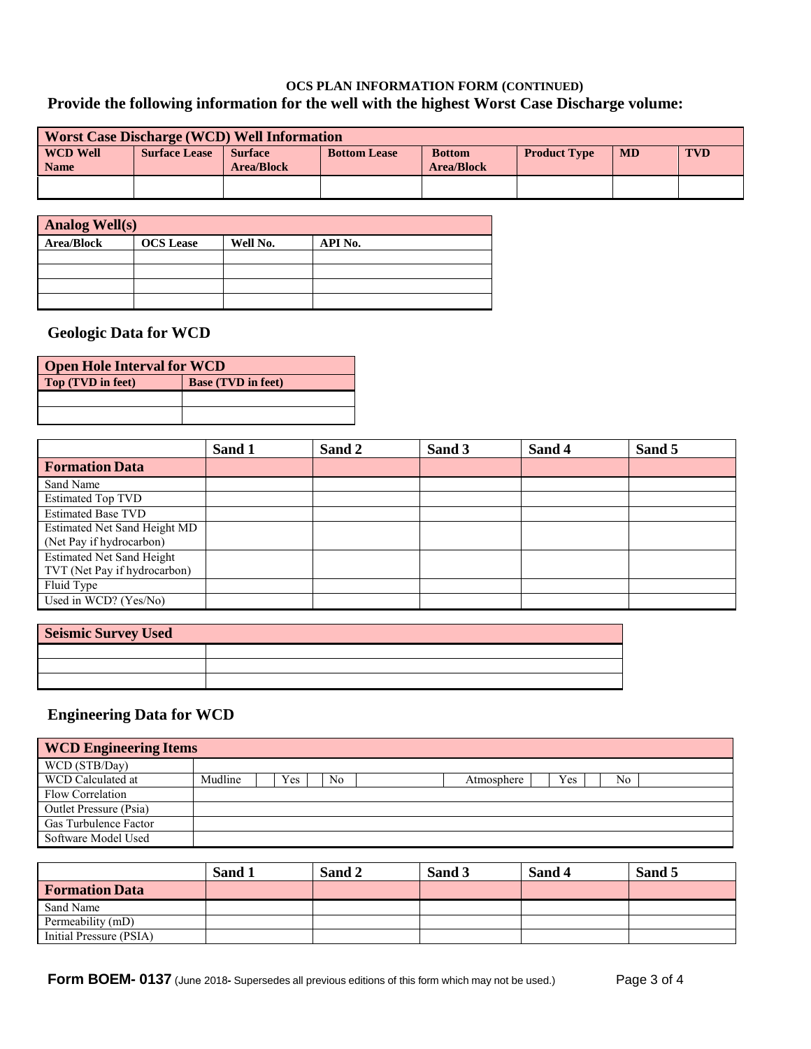**OCS PLAN INFORMATION FORM (CONTINUED)**

## Provide the following information for the well with the highest Worst Case Discharge volume:

| Worst Case Discharge (WCD) Well Information | | | | | | | |
|---|---|---|---|---|---|---|---|
| **WCD Well Name** | **Surface Lease** | **Surface Area/Block** | **Bottom Lease** | **Bottom Area/Block** | **Product Type** | **MD** | **TVD** |
| | | | | | | | |

| Analog Well(s) | | | |
|---|---|---|---|
| **Area/Block** | **OCS Lease** | **Well No.** | **API No.** |
| | | | |
| | | | |
| | | | |
| | | | |

## Geologic Data for WCD

| Open Hole Interval for WCD | |
|---|---|
| **Top (TVD in feet)** | **Base (TVD in feet)** |
| | |
| | |

| | Sand 1 | Sand 2 | Sand 3 | Sand 4 | Sand 5 |
|---|---|---|---|---|---|
| **Formation Data** | | | | | |
| Sand Name | | | | | |
| Estimated Top TVD | | | | | |
| Estimated Base TVD | | | | | |
| Estimated Net Sand Height MD (Net Pay if hydrocarbon) | | | | | |
| Estimated Net Sand Height TVT (Net Pay if hydrocarbon) | | | | | |
| Fluid Type | | | | | |
| Used in WCD? (Yes/No) | | | | | |

| Seismic Survey Used | |
|---|---|
| | |
| | |
| | |

## Engineering Data for WCD

| WCD Engineering Items | | | | | | | | | | |
|---|---|---|---|---|---|---|---|---|---|---|
| WCD (STB/Day) | | | | | | | | | | |
| WCD Calculated at | Mudline | | Yes | | No | Atmosphere | | Yes | | No |
| Flow Correlation | | | | | | | | | | |
| Outlet Pressure (Psia) | | | | | | | | | | |
| Gas Turbulence Factor | | | | | | | | | | |
| Software Model Used | | | | | | | | | | |

| | Sand 1 | Sand 2 | Sand 3 | Sand 4 | Sand 5 |
|---|---|---|---|---|---|
| **Formation Data** | | | | | |
| Sand Name | | | | | |
| Permeability (mD) | | | | | |
| Initial Pressure (PSIA) | | | | | |

**Form BOEM- 0137** (June 2018- Supersedes all previous editions of this form which may not be used.)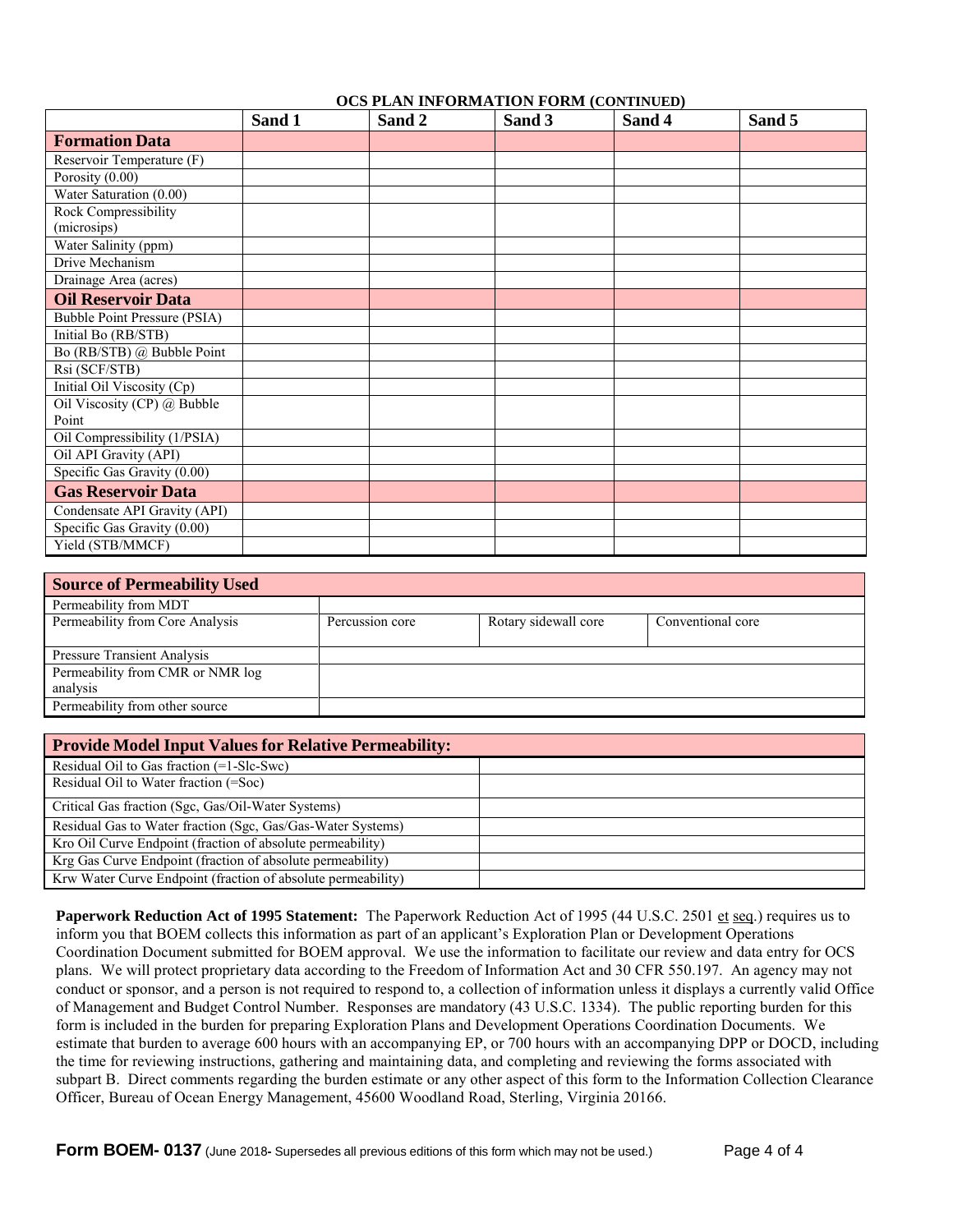**OCS PLAN INFORMATION FORM (CONTINUED)**

| | Sand 1 | Sand 2 | Sand 3 | Sand 4 | Sand 5 |
|---|---|---|---|---|---|
| **Formation Data** | | | | | |
| Reservoir Temperature (F) | | | | | |
| Porosity (0.00) | | | | | |
| Water Saturation (0.00) | | | | | |
| Rock Compressibility (microsips) | | | | | |
| Water Salinity (ppm) | | | | | |
| Drive Mechanism | | | | | |
| Drainage Area (acres) | | | | | |
| **Oil Reservoir Data** | | | | | |
| Bubble Point Pressure (PSIA) | | | | | |
| Initial Bo (RB/STB) | | | | | |
| Bo (RB/STB) @ Bubble Point | | | | | |
| Rsi (SCF/STB) | | | | | |
| Initial Oil Viscosity (Cp) | | | | | |
| Oil Viscosity (CP) @ Bubble Point | | | | | |
| Oil Compressibility (1/PSIA) | | | | | |
| Oil API Gravity (API) | | | | | |
| Specific Gas Gravity (0.00) | | | | | |
| **Gas Reservoir Data** | | | | | |
| Condensate API Gravity (API) | | | | | |
| Specific Gas Gravity (0.00) | | | | | |
| Yield (STB/MMCF) | | | | | |

| **Source of Permeability Used** | | | |
|---|---|---|---|
| Permeability from MDT | | | |
| Permeability from Core Analysis | Percussion core | Rotary sidewall core | Conventional core |
| Pressure Transient Analysis | | | |
| Permeability from CMR or NMR log analysis | | | |
| Permeability from other source | | | |

| **Provide Model Input Values for Relative Permeability:** | |
|---|---|
| Residual Oil to Gas fraction (=1-Slc-Swc) | |
| Residual Oil to Water fraction (=Soc) | |
| Critical Gas fraction (Sgc, Gas/Oil-Water Systems) | |
| Residual Gas to Water fraction (Sgc, Gas/Gas-Water Systems) | |
| Kro Oil Curve Endpoint (fraction of absolute permeability) | |
| Krg Gas Curve Endpoint (fraction of absolute permeability) | |
| Krw Water Curve Endpoint (fraction of absolute permeability) | |

**Paperwork Reduction Act of 1995 Statement:** The Paperwork Reduction Act of 1995 (44 U.S.C. 2501 et seq.) requires us to inform you that BOEM collects this information as part of an applicant's Exploration Plan or Development Operations Coordination Document submitted for BOEM approval. We use the information to facilitate our review and data entry for OCS plans. We will protect proprietary data according to the Freedom of Information Act and 30 CFR 550.197. An agency may not conduct or sponsor, and a person is not required to respond to, a collection of information unless it displays a currently valid Office of Management and Budget Control Number. Responses are mandatory (43 U.S.C. 1334). The public reporting burden for this form is included in the burden for preparing Exploration Plans and Development Operations Coordination Documents. We estimate that burden to average 600 hours with an accompanying EP, or 700 hours with an accompanying DPP or DOCD, including the time for reviewing instructions, gathering and maintaining data, and completing and reviewing the forms associated with subpart B. Direct comments regarding the burden estimate or any other aspect of this form to the Information Collection Clearance Officer, Bureau of Ocean Energy Management, 45600 Woodland Road, Sterling, Virginia 20166.

**Form BOEM- 0137** (June 2018- Supersedes all previous editions of this form which may not be used.)